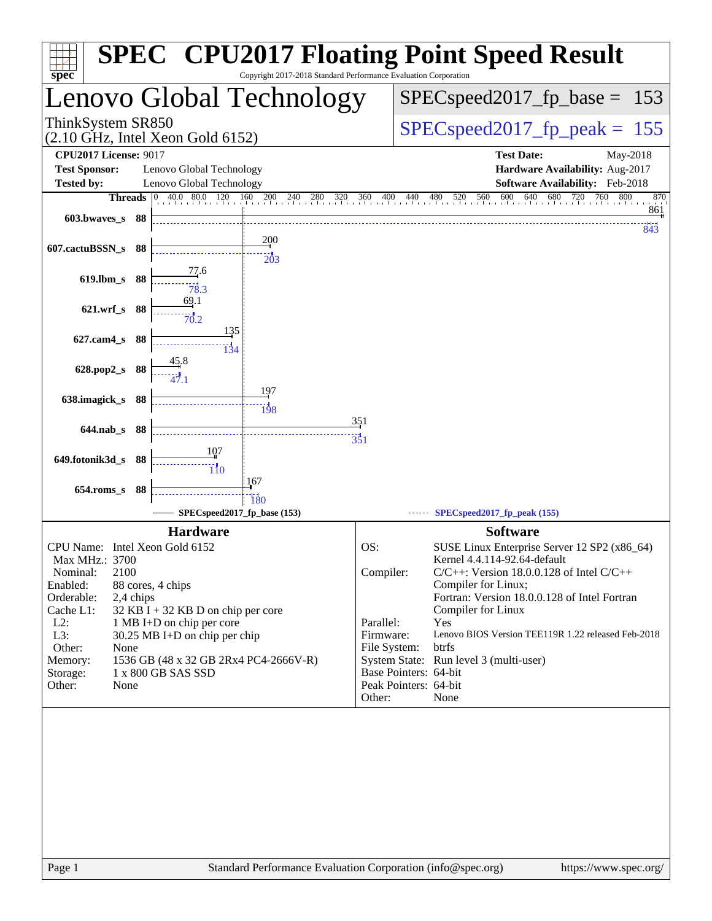# SPEC® CPU2017 Floating Point Speed Result

Copyright 2017-2018 Standard Performance Evaluation Corporation

## Lenovo Global Technology

ThinkSystem SR850
(2.10 GHz, Intel Xeon Gold 6152)

SPECspeed2017_fp_base = 153

SPECspeed2017_fp_peak = 155

**CPU2017 License:** 9017
**Test Sponsor:** Lenovo Global Technology
**Tested by:** Lenovo Global Technology

**Test Date:** May-2018
**Hardware Availability:** Aug-2017
**Software Availability:** Feb-2018

| Benchmark | Threads | Base | Peak |
|---|---|---|---|
| 603.bwaves_s | 88 | 861 | 843 |
| 607.cactuBSSN_s | 88 | 200 | 203 |
| 619.lbm_s | 88 | 77.6 | 78.3 |
| 621.wrf_s | 88 | 69.1 | 70.2 |
| 627.cam4_s | 88 | 135 | 134 |
| 628.pop2_s | 88 | 45.8 | 47.1 |
| 638.imagick_s | 88 | 197 | 198 |
| 644.nab_s | 88 | 351 | 351 |
| 649.fotonik3d_s | 88 | 107 | 110 |
| 654.roms_s | 88 | 167 | 180 |

SPECspeed2017_fp_base (153) — SPECspeed2017_fp_peak (155)

### Hardware

| | |
|---|---|
| CPU Name: | Intel Xeon Gold 6152 |
| Max MHz.: | 3700 |
| Nominal: | 2100 |
| Enabled: | 88 cores, 4 chips |
| Orderable: | 2,4 chips |
| Cache L1: | 32 KB I + 32 KB D on chip per core |
| L2: | 1 MB I+D on chip per core |
| L3: | 30.25 MB I+D on chip per chip |
| Other: | None |
| Memory: | 1536 GB (48 x 32 GB 2Rx4 PC4-2666V-R) |
| Storage: | 1 x 800 GB SAS SSD |
| Other: | None |

### Software

| | |
|---|---|
| OS: | SUSE Linux Enterprise Server 12 SP2 (x86_64) Kernel 4.4.114-92.64-default |
| Compiler: | C/C++: Version 18.0.0.128 of Intel C/C++ Compiler for Linux; Fortran: Version 18.0.0.128 of Intel Fortran Compiler for Linux |
| Parallel: | Yes |
| Firmware: | Lenovo BIOS Version TEE119R 1.22 released Feb-2018 |
| File System: | btrfs |
| System State: | Run level 3 (multi-user) |
| Base Pointers: | 64-bit |
| Peak Pointers: | 64-bit |
| Other: | None |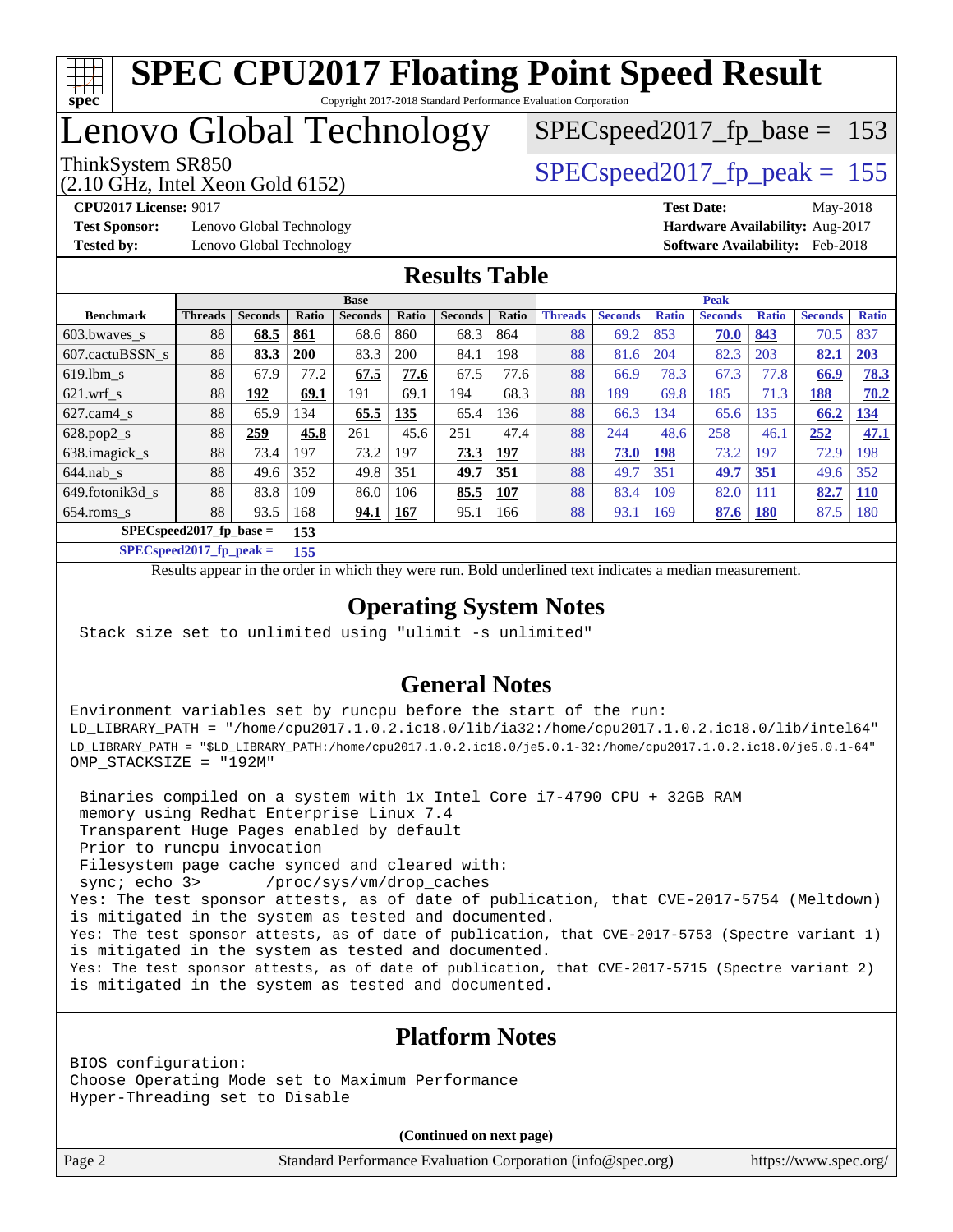# SPEC CPU2017 Floating Point Speed Result

Copyright 2017-2018 Standard Performance Evaluation Corporation

# Lenovo Global Technology

ThinkSystem SR850
(2.10 GHz, Intel Xeon Gold 6152)

SPECspeed2017_fp_base = 153

SPECspeed2017_fp_peak = 155

**CPU2017 License:** 9017
**Test Sponsor:** Lenovo Global Technology
**Tested by:** Lenovo Global Technology

**Test Date:** May-2018
**Hardware Availability:** Aug-2017
**Software Availability:** Feb-2018

## Results Table

| | Base | | | | | | | Peak | | | | | | |
|---|---|---|---|---|---|---|---|---|---|---|---|---|---|---|
| **Benchmark** | **Threads** | **Seconds** | **Ratio** | **Seconds** | **Ratio** | **Seconds** | **Ratio** | **Threads** | **Seconds** | **Ratio** | **Seconds** | **Ratio** | **Seconds** | **Ratio** |
| 603.bwaves_s | 88 | **68.5** | **861** | 68.6 | 860 | 68.3 | 864 | 88 | 69.2 | 853 | **70.0** | **843** | 70.5 | 837 |
| 607.cactuBSSN_s | 88 | **83.3** | **200** | 83.3 | 200 | 84.1 | 198 | 88 | 81.6 | 204 | 82.3 | 203 | **82.1** | **203** |
| 619.lbm_s | 88 | 67.9 | 77.2 | **67.5** | **77.6** | 67.5 | 77.6 | 88 | 66.9 | 78.3 | 67.3 | 77.8 | **66.9** | **78.3** |
| 621.wrf_s | 88 | **192** | **69.1** | 191 | 69.1 | 194 | 68.3 | 88 | 189 | 69.8 | 185 | 71.3 | **188** | **70.2** |
| 627.cam4_s | 88 | 65.9 | 134 | **65.5** | **135** | 65.4 | 136 | 88 | 66.3 | 134 | 65.6 | 135 | **66.2** | **134** |
| 628.pop2_s | 88 | **259** | **45.8** | 261 | 45.6 | 251 | 47.4 | 88 | 244 | 48.6 | 258 | 46.1 | **252** | **47.1** |
| 638.imagick_s | 88 | 73.4 | 197 | 73.2 | 197 | **73.3** | **197** | 88 | **73.0** | **198** | 73.2 | 197 | 72.9 | 198 |
| 644.nab_s | 88 | 49.6 | 352 | 49.8 | 351 | **49.7** | **351** | 88 | 49.7 | 351 | **49.7** | **351** | 49.6 | 352 |
| 649.fotonik3d_s | 88 | 83.8 | 109 | 86.0 | 106 | **85.5** | **107** | 88 | 83.4 | 109 | 82.0 | 111 | **82.7** | **110** |
| 654.roms_s | 88 | 93.5 | 168 | **94.1** | **167** | 95.1 | 166 | 88 | 93.1 | 169 | **87.6** | **180** | 87.5 | 180 |

**SPECspeed2017_fp_base = 153**

**SPECspeed2017_fp_peak = 155**

Results appear in the order in which they were run. Bold underlined text indicates a median measurement.

## Operating System Notes

```
Stack size set to unlimited using "ulimit -s unlimited"
```

## General Notes

```
Environment variables set by runcpu before the start of the run:
LD_LIBRARY_PATH = "/home/cpu2017.1.0.2.ic18.0/lib/ia32:/home/cpu2017.1.0.2.ic18.0/lib/intel64"
LD_LIBRARY_PATH = "$LD_LIBRARY_PATH:/home/cpu2017.1.0.2.ic18.0/je5.0.1-32:/home/cpu2017.1.0.2.ic18.0/je5.0.1-64"
OMP_STACKSIZE = "192M"

 Binaries compiled on a system with 1x Intel Core i7-4790 CPU + 32GB RAM
 memory using Redhat Enterprise Linux 7.4
 Transparent Huge Pages enabled by default
 Prior to runcpu invocation
 Filesystem page cache synced and cleared with:
 sync; echo 3>       /proc/sys/vm/drop_caches
Yes: The test sponsor attests, as of date of publication, that CVE-2017-5754 (Meltdown)
is mitigated in the system as tested and documented.
Yes: The test sponsor attests, as of date of publication, that CVE-2017-5753 (Spectre variant 1)
is mitigated in the system as tested and documented.
Yes: The test sponsor attests, as of date of publication, that CVE-2017-5715 (Spectre variant 2)
is mitigated in the system as tested and documented.
```

## Platform Notes

```
BIOS configuration:
Choose Operating Mode set to Maximum Performance
Hyper-Threading set to Disable
```

**(Continued on next page)**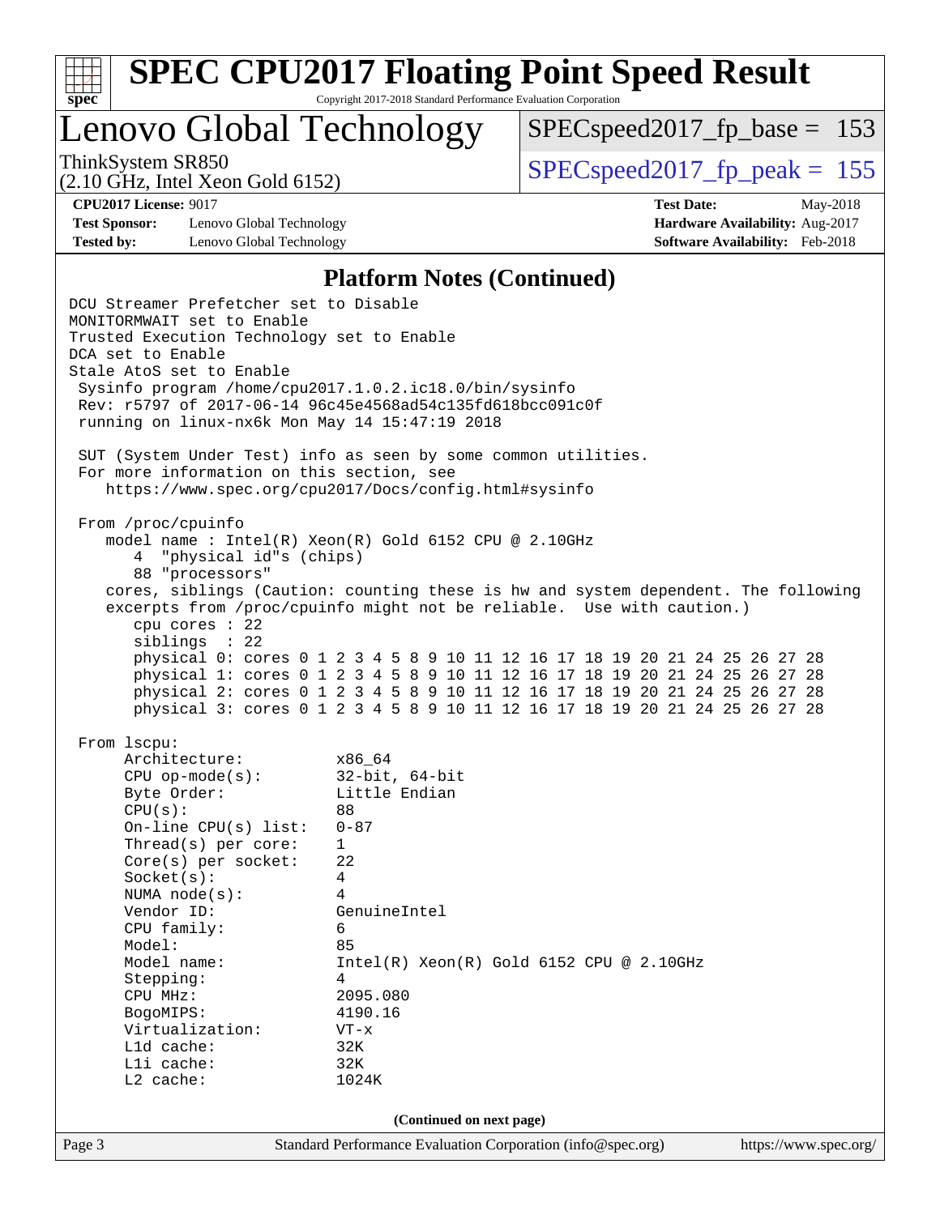# SPEC CPU2017 Floating Point Speed Result

Copyright 2017-2018 Standard Performance Evaluation Corporation

## Lenovo Global Technology

ThinkSystem SR850
(2.10 GHz, Intel Xeon Gold 6152)

SPECspeed2017_fp_base = 153

SPECspeed2017_fp_peak = 155

**CPU2017 License:** 9017
**Test Sponsor:** Lenovo Global Technology
**Tested by:** Lenovo Global Technology

**Test Date:** May-2018
**Hardware Availability:** Aug-2017
**Software Availability:** Feb-2018

### Platform Notes (Continued)

```
DCU Streamer Prefetcher set to Disable
MONITORMWAIT set to Enable
Trusted Execution Technology set to Enable
DCA set to Enable
Stale AtoS set to Enable
 Sysinfo program /home/cpu2017.1.0.2.ic18.0/bin/sysinfo
 Rev: r5797 of 2017-06-14 96c45e4568ad54c135fd618bcc091c0f
 running on linux-nx6k Mon May 14 15:47:19 2018

 SUT (System Under Test) info as seen by some common utilities.
 For more information on this section, see
    https://www.spec.org/cpu2017/Docs/config.html#sysinfo

 From /proc/cpuinfo
    model name : Intel(R) Xeon(R) Gold 6152 CPU @ 2.10GHz
       4  "physical id"s (chips)
       88 "processors"
    cores, siblings (Caution: counting these is hw and system dependent. The following
    excerpts from /proc/cpuinfo might not be reliable.  Use with caution.)
       cpu cores : 22
       siblings  : 22
       physical 0: cores 0 1 2 3 4 5 8 9 10 11 12 16 17 18 19 20 21 24 25 26 27 28
       physical 1: cores 0 1 2 3 4 5 8 9 10 11 12 16 17 18 19 20 21 24 25 26 27 28
       physical 2: cores 0 1 2 3 4 5 8 9 10 11 12 16 17 18 19 20 21 24 25 26 27 28
       physical 3: cores 0 1 2 3 4 5 8 9 10 11 12 16 17 18 19 20 21 24 25 26 27 28

 From lscpu:
      Architecture:          x86_64
      CPU op-mode(s):        32-bit, 64-bit
      Byte Order:            Little Endian
      CPU(s):                88
      On-line CPU(s) list:   0-87
      Thread(s) per core:    1
      Core(s) per socket:    22
      Socket(s):             4
      NUMA node(s):          4
      Vendor ID:             GenuineIntel
      CPU family:            6
      Model:                 85
      Model name:            Intel(R) Xeon(R) Gold 6152 CPU @ 2.10GHz
      Stepping:              4
      CPU MHz:               2095.080
      BogoMIPS:              4190.16
      Virtualization:        VT-x
      L1d cache:             32K
      L1i cache:             32K
      L2 cache:              1024K
```

(Continued on next page)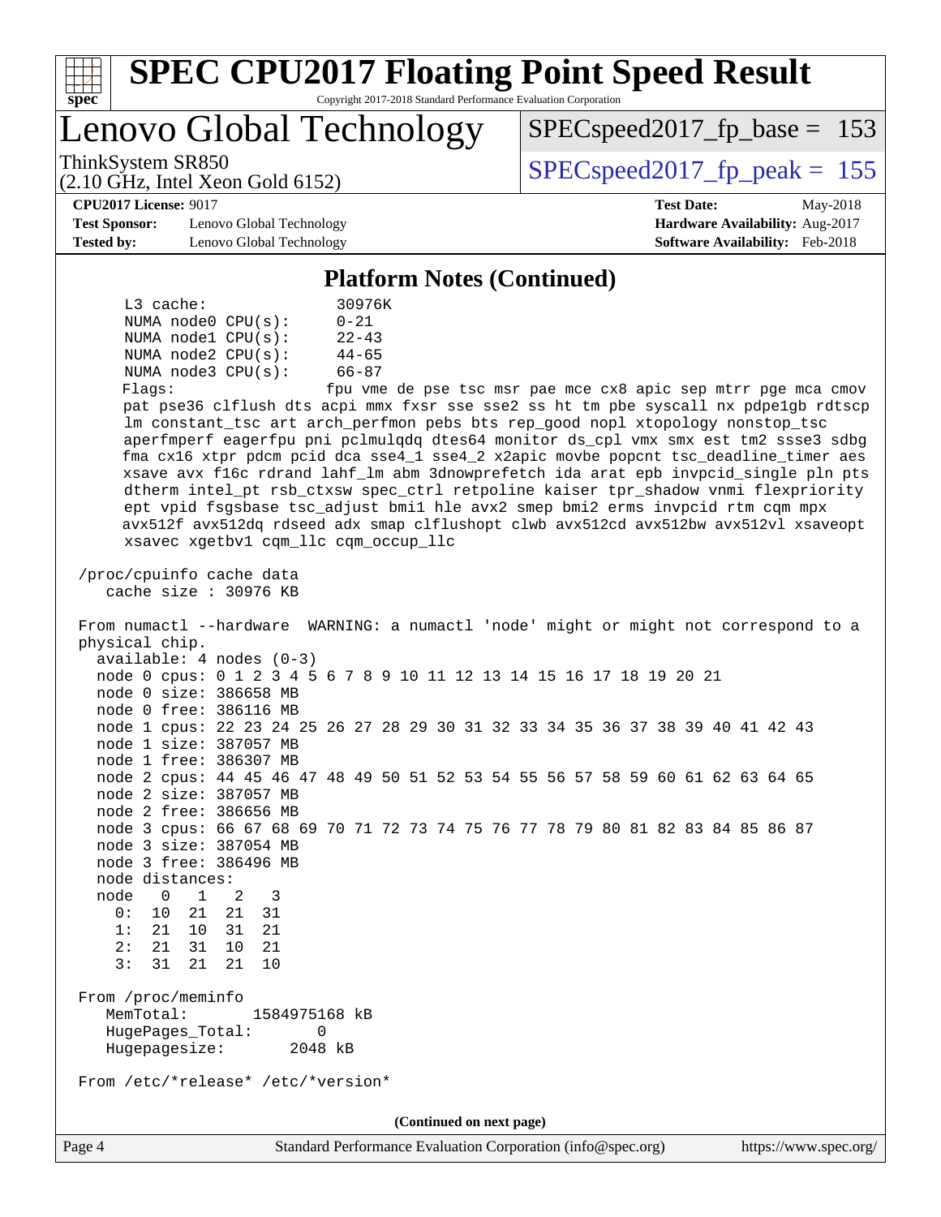## Platform Notes (Continued)

```
     L3 cache:              30976K
     NUMA node0 CPU(s):     0-21
     NUMA node1 CPU(s):     22-43
     NUMA node2 CPU(s):     44-65
     NUMA node3 CPU(s):     66-87
     Flags:                 fpu vme de pse tsc msr pae mce cx8 apic sep mtrr pge mca cmov
     pat pse36 clflush dts acpi mmx fxsr sse sse2 ss ht tm pbe syscall nx pdpe1gb rdtscp
     lm constant_tsc art arch_perfmon pebs bts rep_good nopl xtopology nonstop_tsc
     aperfmperf eagerfpu pni pclmulqdq dtes64 monitor ds_cpl vmx smx est tm2 ssse3 sdbg
     fma cx16 xtpr pdcm pcid dca sse4_1 sse4_2 x2apic movbe popcnt tsc_deadline_timer aes
     xsave avx f16c rdrand lahf_lm abm 3dnowprefetch ida arat epb invpcid_single pln pts
     dtherm intel_pt rsb_ctxsw spec_ctrl retpoline kaiser tpr_shadow vnmi flexpriority
     ept vpid fsgsbase tsc_adjust bmi1 hle avx2 smep bmi2 erms invpcid rtm cqm mpx
     avx512f avx512dq rdseed adx smap clflushopt clwb avx512cd avx512bw avx512vl xsaveopt
     xsavec xgetbv1 cqm_llc cqm_occup_llc

 /proc/cpuinfo cache data
    cache size : 30976 KB

 From numactl --hardware  WARNING: a numactl 'node' might or might not correspond to a
 physical chip.
   available: 4 nodes (0-3)
   node 0 cpus: 0 1 2 3 4 5 6 7 8 9 10 11 12 13 14 15 16 17 18 19 20 21
   node 0 size: 386658 MB
   node 0 free: 386116 MB
   node 1 cpus: 22 23 24 25 26 27 28 29 30 31 32 33 34 35 36 37 38 39 40 41 42 43
   node 1 size: 387057 MB
   node 1 free: 386307 MB
   node 2 cpus: 44 45 46 47 48 49 50 51 52 53 54 55 56 57 58 59 60 61 62 63 64 65
   node 2 size: 387057 MB
   node 2 free: 386656 MB
   node 3 cpus: 66 67 68 69 70 71 72 73 74 75 76 77 78 79 80 81 82 83 84 85 86 87
   node 3 size: 387054 MB
   node 3 free: 386496 MB
   node distances:
   node   0   1   2   3
     0:  10  21  21  31
     1:  21  10  31  21
     2:  21  31  10  21
     3:  31  21  21  10

 From /proc/meminfo
    MemTotal:       1584975168 kB
    HugePages_Total:       0
    Hugepagesize:       2048 kB

 From /etc/*release* /etc/*version*
```

(Continued on next page)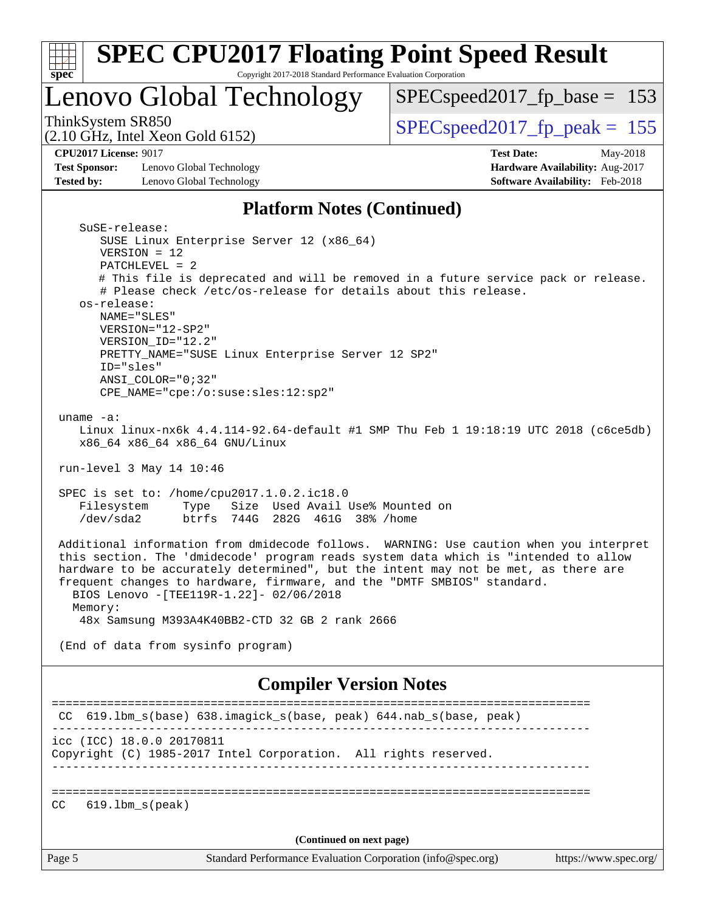# SPEC CPU2017 Floating Point Speed Result

Copyright 2017-2018 Standard Performance Evaluation Corporation

## Lenovo Global Technology

ThinkSystem SR850
(2.10 GHz, Intel Xeon Gold 6152)

SPECspeed2017_fp_base = 153

SPECspeed2017_fp_peak = 155

**CPU2017 License:** 9017
**Test Sponsor:** Lenovo Global Technology
**Tested by:** Lenovo Global Technology

**Test Date:** May-2018
**Hardware Availability:** Aug-2017
**Software Availability:** Feb-2018

### Platform Notes (Continued)

```
    SuSE-release:
       SUSE Linux Enterprise Server 12 (x86_64)
       VERSION = 12
       PATCHLEVEL = 2
       # This file is deprecated and will be removed in a future service pack or release.
       # Please check /etc/os-release for details about this release.
    os-release:
       NAME="SLES"
       VERSION="12-SP2"
       VERSION_ID="12.2"
       PRETTY_NAME="SUSE Linux Enterprise Server 12 SP2"
       ID="sles"
       ANSI_COLOR="0;32"
       CPE_NAME="cpe:/o:suse:sles:12:sp2"

 uname -a:
    Linux linux-nx6k 4.4.114-92.64-default #1 SMP Thu Feb 1 19:18:19 UTC 2018 (c6ce5db)
    x86_64 x86_64 x86_64 GNU/Linux

 run-level 3 May 14 10:46

 SPEC is set to: /home/cpu2017.1.0.2.ic18.0
    Filesystem     Type   Size  Used Avail Use% Mounted on
    /dev/sda2      btrfs  744G  282G  461G  38% /home

 Additional information from dmidecode follows.  WARNING: Use caution when you interpret
 this section. The 'dmidecode' program reads system data which is "intended to allow
 hardware to be accurately determined", but the intent may not be met, as there are
 frequent changes to hardware, firmware, and the "DMTF SMBIOS" standard.
   BIOS Lenovo -[TEE119R-1.22]- 02/06/2018
   Memory:
    48x Samsung M393A4K40BB2-CTD 32 GB 2 rank 2666

 (End of data from sysinfo program)
```

### Compiler Version Notes

```
==============================================================================
 CC  619.lbm_s(base) 638.imagick_s(base, peak) 644.nab_s(base, peak)
------------------------------------------------------------------------------
icc (ICC) 18.0.0 20170811
Copyright (C) 1985-2017 Intel Corporation.  All rights reserved.
------------------------------------------------------------------------------

==============================================================================
CC   619.lbm_s(peak)
```

(Continued on next page)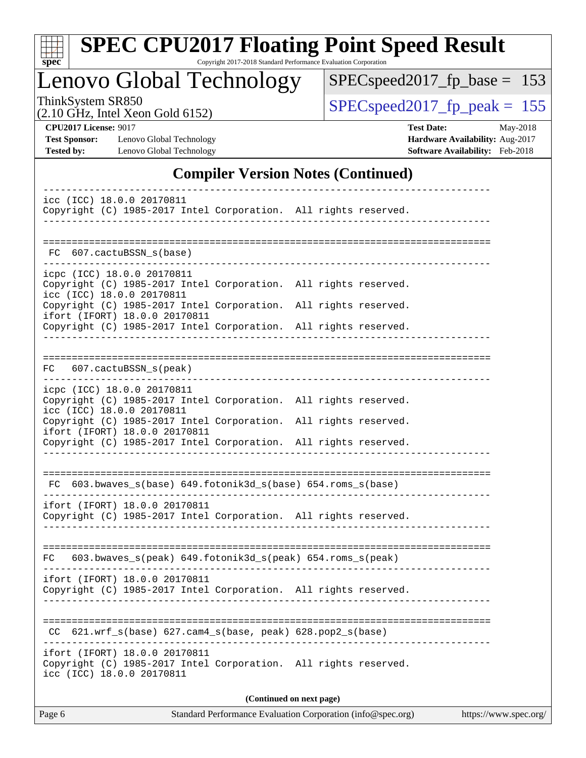# SPEC CPU2017 Floating Point Speed Result

Copyright 2017-2018 Standard Performance Evaluation Corporation

## Lenovo Global Technology

ThinkSystem SR850
(2.10 GHz, Intel Xeon Gold 6152)

SPECspeed2017_fp_base = 153

SPECspeed2017_fp_peak = 155

**CPU2017 License:** 9017
**Test Sponsor:** Lenovo Global Technology
**Tested by:** Lenovo Global Technology

**Test Date:** May-2018
**Hardware Availability:** Aug-2017
**Software Availability:** Feb-2018

## Compiler Version Notes (Continued)

```
------------------------------------------------------------------------------
icc (ICC) 18.0.0 20170811
Copyright (C) 1985-2017 Intel Corporation.  All rights reserved.
------------------------------------------------------------------------------

==============================================================================
 FC  607.cactuBSSN_s(base)
------------------------------------------------------------------------------
icpc (ICC) 18.0.0 20170811
Copyright (C) 1985-2017 Intel Corporation.  All rights reserved.
icc (ICC) 18.0.0 20170811
Copyright (C) 1985-2017 Intel Corporation.  All rights reserved.
ifort (IFORT) 18.0.0 20170811
Copyright (C) 1985-2017 Intel Corporation.  All rights reserved.
------------------------------------------------------------------------------

==============================================================================
FC   607.cactuBSSN_s(peak)
------------------------------------------------------------------------------
icpc (ICC) 18.0.0 20170811
Copyright (C) 1985-2017 Intel Corporation.  All rights reserved.
icc (ICC) 18.0.0 20170811
Copyright (C) 1985-2017 Intel Corporation.  All rights reserved.
ifort (IFORT) 18.0.0 20170811
Copyright (C) 1985-2017 Intel Corporation.  All rights reserved.
------------------------------------------------------------------------------

==============================================================================
 FC  603.bwaves_s(base) 649.fotonik3d_s(base) 654.roms_s(base)
------------------------------------------------------------------------------
ifort (IFORT) 18.0.0 20170811
Copyright (C) 1985-2017 Intel Corporation.  All rights reserved.
------------------------------------------------------------------------------

==============================================================================
FC   603.bwaves_s(peak) 649.fotonik3d_s(peak) 654.roms_s(peak)
------------------------------------------------------------------------------
ifort (IFORT) 18.0.0 20170811
Copyright (C) 1985-2017 Intel Corporation.  All rights reserved.
------------------------------------------------------------------------------

==============================================================================
 CC  621.wrf_s(base) 627.cam4_s(base, peak) 628.pop2_s(base)
------------------------------------------------------------------------------
ifort (IFORT) 18.0.0 20170811
Copyright (C) 1985-2017 Intel Corporation.  All rights reserved.
icc (ICC) 18.0.0 20170811
```

**(Continued on next page)**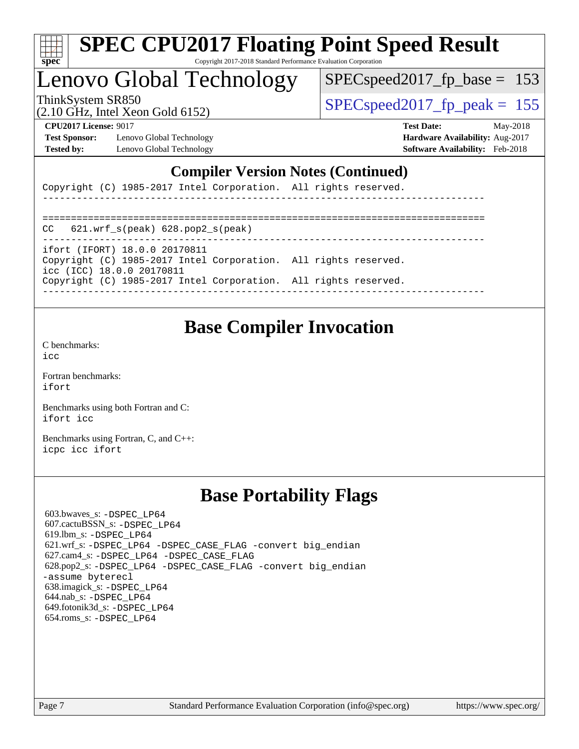## Compiler Version Notes (Continued)

```
Copyright (C) 1985-2017 Intel Corporation.  All rights reserved.
------------------------------------------------------------------------------

==============================================================================
CC   621.wrf_s(peak) 628.pop2_s(peak)
------------------------------------------------------------------------------
ifort (IFORT) 18.0.0 20170811
Copyright (C) 1985-2017 Intel Corporation.  All rights reserved.
icc (ICC) 18.0.0 20170811
Copyright (C) 1985-2017 Intel Corporation.  All rights reserved.
------------------------------------------------------------------------------
```

## Base Compiler Invocation

C benchmarks:
`icc`

Fortran benchmarks:
`ifort`

Benchmarks using both Fortran and C:
`ifort icc`

Benchmarks using Fortran, C, and C++:
`icpc icc ifort`

## Base Portability Flags

603.bwaves_s: `-DSPEC_LP64`
607.cactuBSSN_s: `-DSPEC_LP64`
619.lbm_s: `-DSPEC_LP64`
621.wrf_s: `-DSPEC_LP64 -DSPEC_CASE_FLAG -convert big_endian`
627.cam4_s: `-DSPEC_LP64 -DSPEC_CASE_FLAG`
628.pop2_s: `-DSPEC_LP64 -DSPEC_CASE_FLAG -convert big_endian -assume byterecl`
638.imagick_s: `-DSPEC_LP64`
644.nab_s: `-DSPEC_LP64`
649.fotonik3d_s: `-DSPEC_LP64`
654.roms_s: `-DSPEC_LP64`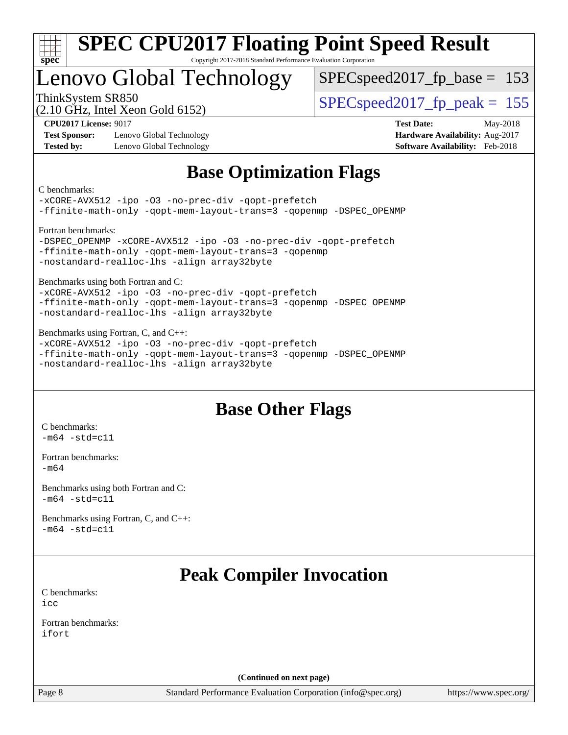# SPEC CPU2017 Floating Point Speed Result

Copyright 2017-2018 Standard Performance Evaluation Corporation

## Lenovo Global Technology

ThinkSystem SR850
(2.10 GHz, Intel Xeon Gold 6152)

SPECspeed2017_fp_base = 153

SPECspeed2017_fp_peak = 155

**CPU2017 License:** 9017
**Test Sponsor:** Lenovo Global Technology
**Tested by:** Lenovo Global Technology

**Test Date:** May-2018
**Hardware Availability:** Aug-2017
**Software Availability:** Feb-2018

## Base Optimization Flags

C benchmarks:
```
-xCORE-AVX512 -ipo -O3 -no-prec-div -qopt-prefetch
-ffinite-math-only -qopt-mem-layout-trans=3 -qopenmp -DSPEC_OPENMP
```

Fortran benchmarks:
```
-DSPEC_OPENMP -xCORE-AVX512 -ipo -O3 -no-prec-div -qopt-prefetch
-ffinite-math-only -qopt-mem-layout-trans=3 -qopenmp
-nostandard-realloc-lhs -align array32byte
```

Benchmarks using both Fortran and C:
```
-xCORE-AVX512 -ipo -O3 -no-prec-div -qopt-prefetch
-ffinite-math-only -qopt-mem-layout-trans=3 -qopenmp -DSPEC_OPENMP
-nostandard-realloc-lhs -align array32byte
```

Benchmarks using Fortran, C, and C++:
```
-xCORE-AVX512 -ipo -O3 -no-prec-div -qopt-prefetch
-ffinite-math-only -qopt-mem-layout-trans=3 -qopenmp -DSPEC_OPENMP
-nostandard-realloc-lhs -align array32byte
```

## Base Other Flags

C benchmarks:
```
-m64 -std=c11
```

Fortran benchmarks:
```
-m64
```

Benchmarks using both Fortran and C:
```
-m64 -std=c11
```

Benchmarks using Fortran, C, and C++:
```
-m64 -std=c11
```

## Peak Compiler Invocation

C benchmarks:
```
icc
```

Fortran benchmarks:
```
ifort
```

(Continued on next page)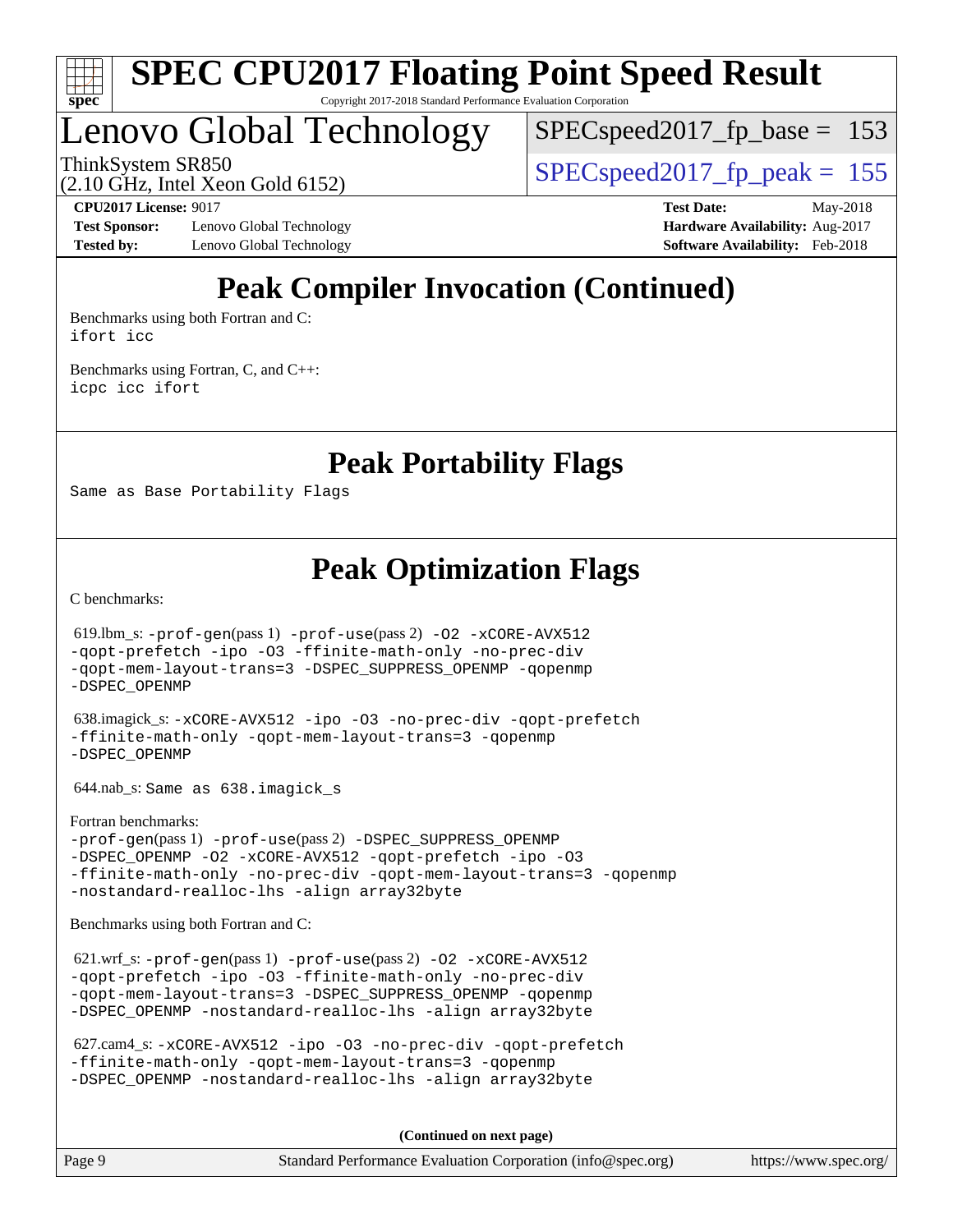# Peak Compiler Invocation (Continued)

Benchmarks using both Fortran and C:
ifort icc

Benchmarks using Fortran, C, and C++:
icpc icc ifort

# Peak Portability Flags

Same as Base Portability Flags

# Peak Optimization Flags

C benchmarks:

619.lbm_s: -prof-gen(pass 1) -prof-use(pass 2) -O2 -xCORE-AVX512 -qopt-prefetch -ipo -O3 -ffinite-math-only -no-prec-div -qopt-mem-layout-trans=3 -DSPEC_SUPPRESS_OPENMP -qopenmp -DSPEC_OPENMP

638.imagick_s: -xCORE-AVX512 -ipo -O3 -no-prec-div -qopt-prefetch -ffinite-math-only -qopt-mem-layout-trans=3 -qopenmp -DSPEC_OPENMP

644.nab_s: Same as 638.imagick_s

Fortran benchmarks:
-prof-gen(pass 1) -prof-use(pass 2) -DSPEC_SUPPRESS_OPENMP -DSPEC_OPENMP -O2 -xCORE-AVX512 -qopt-prefetch -ipo -O3 -ffinite-math-only -no-prec-div -qopt-mem-layout-trans=3 -qopenmp -nostandard-realloc-lhs -align array32byte

Benchmarks using both Fortran and C:

621.wrf_s: -prof-gen(pass 1) -prof-use(pass 2) -O2 -xCORE-AVX512 -qopt-prefetch -ipo -O3 -ffinite-math-only -no-prec-div -qopt-mem-layout-trans=3 -DSPEC_SUPPRESS_OPENMP -qopenmp -DSPEC_OPENMP -nostandard-realloc-lhs -align array32byte

627.cam4_s: -xCORE-AVX512 -ipo -O3 -no-prec-div -qopt-prefetch -ffinite-math-only -qopt-mem-layout-trans=3 -qopenmp -DSPEC_OPENMP -nostandard-realloc-lhs -align array32byte

**(Continued on next page)**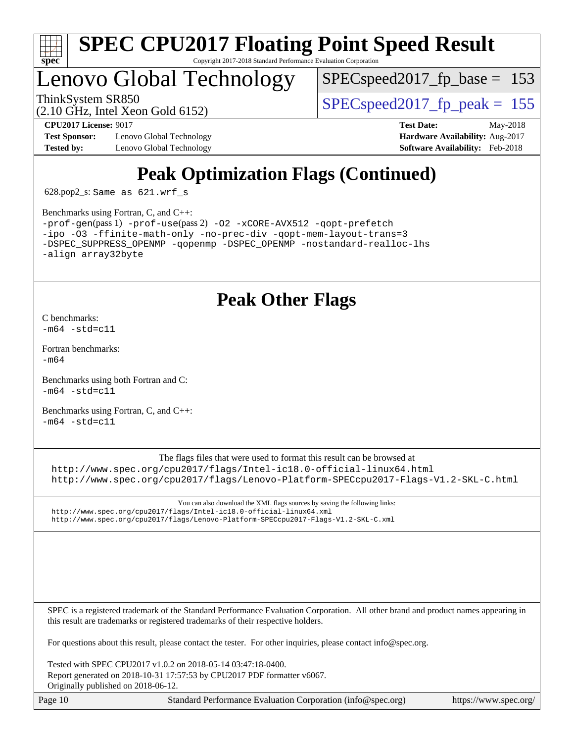# SPEC CPU2017 Floating Point Speed Result

Copyright 2017-2018 Standard Performance Evaluation Corporation

# Lenovo Global Technology

ThinkSystem SR850
(2.10 GHz, Intel Xeon Gold 6152)

SPECspeed2017_fp_base = 153

SPECspeed2017_fp_peak = 155

**CPU2017 License:** 9017
**Test Sponsor:** Lenovo Global Technology
**Tested by:** Lenovo Global Technology

**Test Date:** May-2018
**Hardware Availability:** Aug-2017
**Software Availability:** Feb-2018

## Peak Optimization Flags (Continued)

628.pop2_s: Same as 621.wrf_s

Benchmarks using Fortran, C, and C++:
-prof-gen(pass 1) -prof-use(pass 2) -O2 -xCORE-AVX512 -qopt-prefetch
-ipo -O3 -ffinite-math-only -no-prec-div -qopt-mem-layout-trans=3
-DSPEC_SUPPRESS_OPENMP -qopenmp -DSPEC_OPENMP -nostandard-realloc-lhs
-align array32byte

## Peak Other Flags

C benchmarks:
-m64 -std=c11

Fortran benchmarks:
-m64

Benchmarks using both Fortran and C:
-m64 -std=c11

Benchmarks using Fortran, C, and C++:
-m64 -std=c11

The flags files that were used to format this result can be browsed at
http://www.spec.org/cpu2017/flags/Intel-ic18.0-official-linux64.html
http://www.spec.org/cpu2017/flags/Lenovo-Platform-SPECcpu2017-Flags-V1.2-SKL-C.html

You can also download the XML flags sources by saving the following links:
http://www.spec.org/cpu2017/flags/Intel-ic18.0-official-linux64.xml
http://www.spec.org/cpu2017/flags/Lenovo-Platform-SPECcpu2017-Flags-V1.2-SKL-C.xml

SPEC is a registered trademark of the Standard Performance Evaluation Corporation. All other brand and product names appearing in this result are trademarks or registered trademarks of their respective holders.

For questions about this result, please contact the tester. For other inquiries, please contact info@spec.org.

Tested with SPEC CPU2017 v1.0.2 on 2018-05-14 03:47:18-0400.
Report generated on 2018-10-31 17:57:53 by CPU2017 PDF formatter v6067.
Originally published on 2018-06-12.